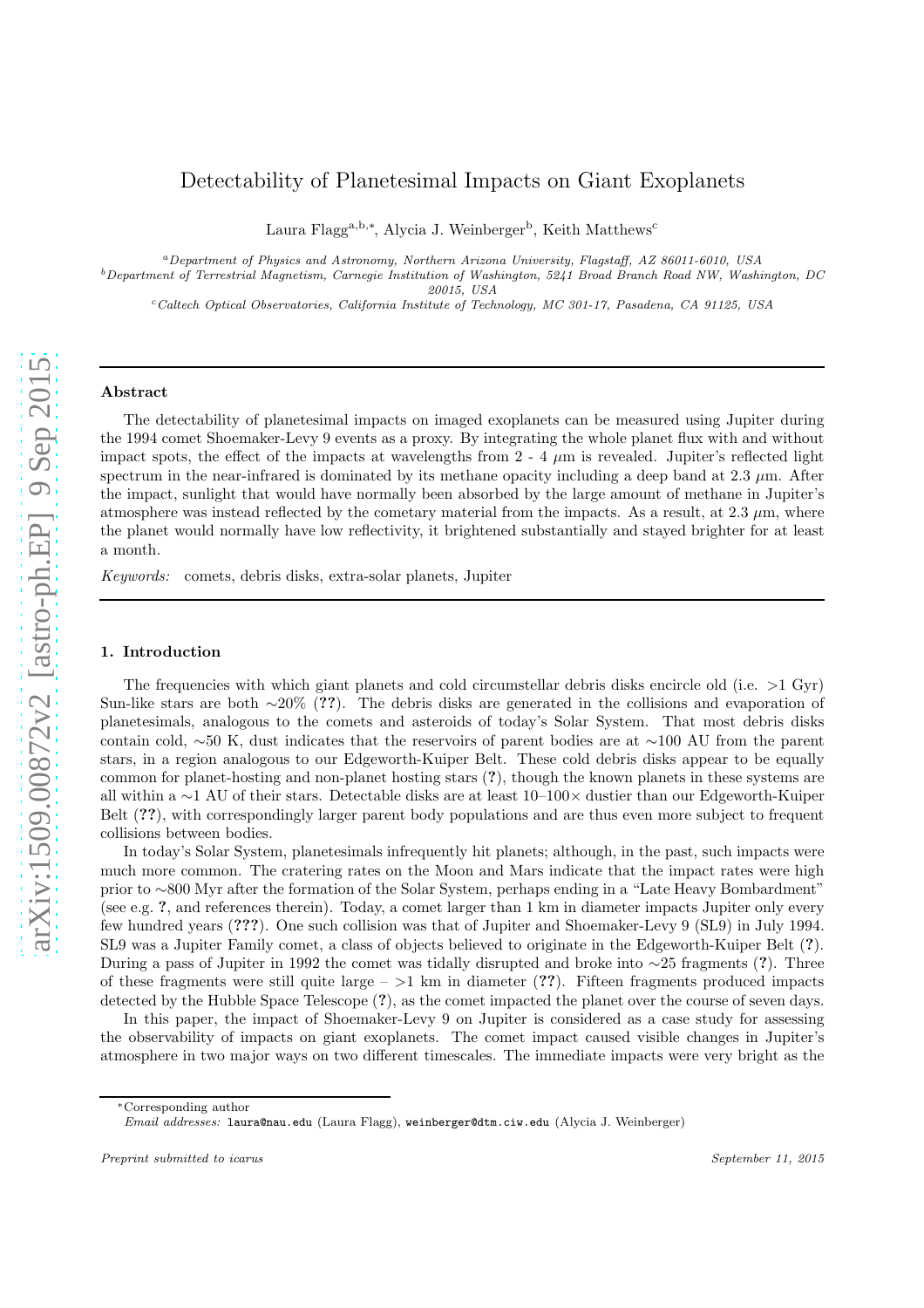# Detectability of Planetesimal Impacts on Giant Exoplanets

Laura Flagg[a,b,*], Alycia J. Weinberger[b], Keith Matthews[c]

[a]Department of Physics and Astronomy, Northern Arizona University, Flagstaff, AZ 86011-6010, USA
[b]Department of Terrestrial Magnetism, Carnegie Institution of Washington, 5241 Broad Branch Road NW, Washington, DC 20015, USA
[c]Caltech Optical Observatories, California Institute of Technology, MC 301-17, Pasadena, CA 91125, USA

## Abstract

The detectability of planetesimal impacts on imaged exoplanets can be measured using Jupiter during the 1994 comet Shoemaker-Levy 9 events as a proxy. By integrating the whole planet flux with and without impact spots, the effect of the impacts at wavelengths from 2 - 4 $\mu$m is revealed. Jupiter's reflected light spectrum in the near-infrared is dominated by its methane opacity including a deep band at 2.3 $\mu$m. After the impact, sunlight that would have normally been absorbed by the large amount of methane in Jupiter's atmosphere was instead reflected by the cometary material from the impacts. As a result, at 2.3 $\mu$m, where the planet would normally have low reflectivity, it brightened substantially and stayed brighter for at least a month.

*Keywords:* comets, debris disks, extra-solar planets, Jupiter

## 1. Introduction

The frequencies with which giant planets and cold circumstellar debris disks encircle old (i.e. >1 Gyr) Sun-like stars are both ~20% (??). The debris disks are generated in the collisions and evaporation of planetesimals, analogous to the comets and asteroids of today's Solar System. That most debris disks contain cold, ~50 K, dust indicates that the reservoirs of parent bodies are at ~100 AU from the parent stars, in a region analogous to our Edgeworth-Kuiper Belt. These cold debris disks appear to be equally common for planet-hosting and non-planet hosting stars (?), though the known planets in these systems are all within a ~1 AU of their stars. Detectable disks are at least 10–100× dustier than our Edgeworth-Kuiper Belt (??), with correspondingly larger parent body populations and are thus even more subject to frequent collisions between bodies.

In today's Solar System, planetesimals infrequently hit planets; although, in the past, such impacts were much more common. The cratering rates on the Moon and Mars indicate that the impact rates were high prior to ~800 Myr after the formation of the Solar System, perhaps ending in a "Late Heavy Bombardment" (see e.g. ?, and references therein). Today, a comet larger than 1 km in diameter impacts Jupiter only every few hundred years (???). One such collision was that of Jupiter and Shoemaker-Levy 9 (SL9) in July 1994. SL9 was a Jupiter Family comet, a class of objects believed to originate in the Edgeworth-Kuiper Belt (?). During a pass of Jupiter in 1992 the comet was tidally disrupted and broke into ~25 fragments (?). Three of these fragments were still quite large – >1 km in diameter (??). Fifteen fragments produced impacts detected by the Hubble Space Telescope (?), as the comet impacted the planet over the course of seven days.

In this paper, the impact of Shoemaker-Levy 9 on Jupiter is considered as a case study for assessing the observability of impacts on giant exoplanets. The comet impact caused visible changes in Jupiter's atmosphere in two major ways on two different timescales. The immediate impacts were very bright as the

*Corresponding author
*Email addresses:* laura@nau.edu (Laura Flagg), weinberger@dtm.ciw.edu (Alycia J. Weinberger)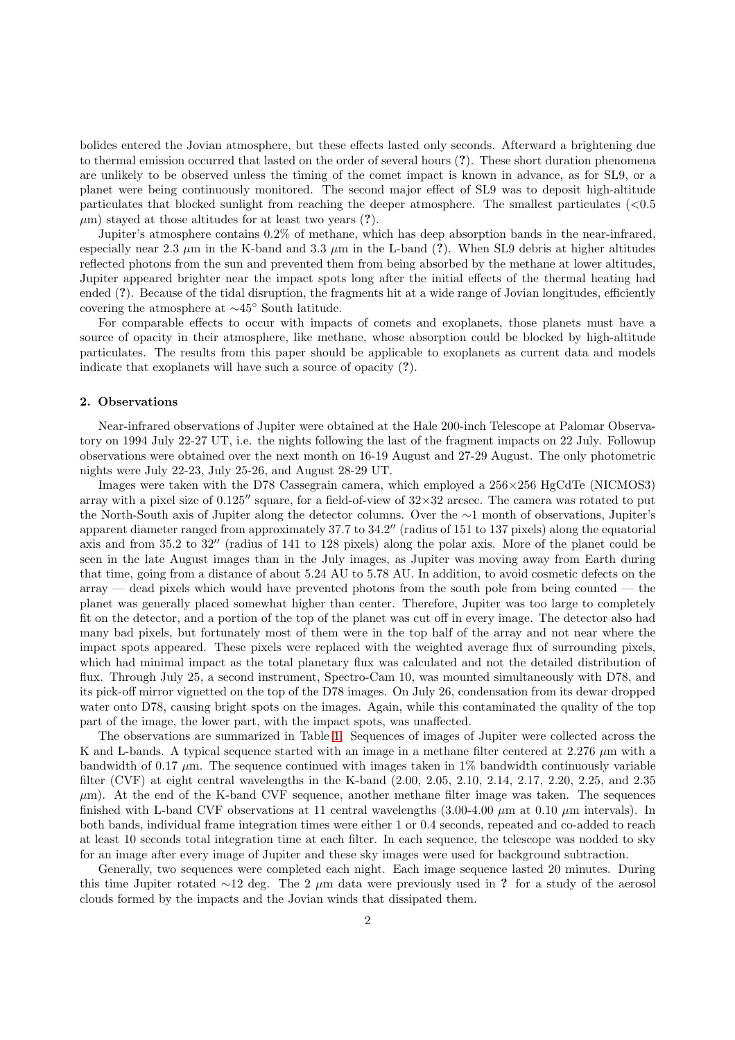bolides entered the Jovian atmosphere, but these effects lasted only seconds. Afterward a brightening due to thermal emission occurred that lasted on the order of several hours (?). These short duration phenomena are unlikely to be observed unless the timing of the comet impact is known in advance, as for SL9, or a planet were being continuously monitored. The second major effect of SL9 was to deposit high-altitude particulates that blocked sunlight from reaching the deeper atmosphere. The smallest particulates (<0.5 $\mu$m) stayed at those altitudes for at least two years (?).

Jupiter's atmosphere contains 0.2% of methane, which has deep absorption bands in the near-infrared, especially near 2.3 $\mu$m in the K-band and 3.3 $\mu$m in the L-band (?). When SL9 debris at higher altitudes reflected photons from the sun and prevented them from being absorbed by the methane at lower altitudes, Jupiter appeared brighter near the impact spots long after the initial effects of the thermal heating had ended (?). Because of the tidal disruption, the fragments hit at a wide range of Jovian longitudes, efficiently covering the atmosphere at $\sim$45° South latitude.

For comparable effects to occur with impacts of comets and exoplanets, those planets must have a source of opacity in their atmosphere, like methane, whose absorption could be blocked by high-altitude particulates. The results from this paper should be applicable to exoplanets as current data and models indicate that exoplanets will have such a source of opacity (?).

## 2. Observations

Near-infrared observations of Jupiter were obtained at the Hale 200-inch Telescope at Palomar Observatory on 1994 July 22-27 UT, i.e. the nights following the last of the fragment impacts on 22 July. Followup observations were obtained over the next month on 16-19 August and 27-29 August. The only photometric nights were July 22-23, July 25-26, and August 28-29 UT.

Images were taken with the D78 Cassegrain camera, which employed a 256×256 HgCdTe (NICMOS3) array with a pixel size of 0.125″ square, for a field-of-view of 32×32 arcsec. The camera was rotated to put the North-South axis of Jupiter along the detector columns. Over the $\sim$1 month of observations, Jupiter's apparent diameter ranged from approximately 37.7 to 34.2″ (radius of 151 to 137 pixels) along the equatorial axis and from 35.2 to 32″ (radius of 141 to 128 pixels) along the polar axis. More of the planet could be seen in the late August images than in the July images, as Jupiter was moving away from Earth during that time, going from a distance of about 5.24 AU to 5.78 AU. In addition, to avoid cosmetic defects on the array — dead pixels which would have prevented photons from the south pole from being counted — the planet was generally placed somewhat higher than center. Therefore, Jupiter was too large to completely fit on the detector, and a portion of the top of the planet was cut off in every image. The detector also had many bad pixels, but fortunately most of them were in the top half of the array and not near where the impact spots appeared. These pixels were replaced with the weighted average flux of surrounding pixels, which had minimal impact as the total planetary flux was calculated and not the detailed distribution of flux. Through July 25, a second instrument, Spectro-Cam 10, was mounted simultaneously with D78, and its pick-off mirror vignetted on the top of the D78 images. On July 26, condensation from its dewar dropped water onto D78, causing bright spots on the images. Again, while this contaminated the quality of the top part of the image, the lower part, with the impact spots, was unaffected.

The observations are summarized in Table 1. Sequences of images of Jupiter were collected across the K and L-bands. A typical sequence started with an image in a methane filter centered at 2.276 $\mu$m with a bandwidth of 0.17 $\mu$m. The sequence continued with images taken in 1% bandwidth continuously variable filter (CVF) at eight central wavelengths in the K-band (2.00, 2.05, 2.10, 2.14, 2.17, 2.20, 2.25, and 2.35 $\mu$m). At the end of the K-band CVF sequence, another methane filter image was taken. The sequences finished with L-band CVF observations at 11 central wavelengths (3.00-4.00 $\mu$m at 0.10 $\mu$m intervals). In both bands, individual frame integration times were either 1 or 0.4 seconds, repeated and co-added to reach at least 10 seconds total integration time at each filter. In each sequence, the telescope was nodded to sky for an image after every image of Jupiter and these sky images were used for background subtraction.

Generally, two sequences were completed each night. Each image sequence lasted 20 minutes. During this time Jupiter rotated $\sim$12 deg. The 2 $\mu$m data were previously used in ? for a study of the aerosol clouds formed by the impacts and the Jovian winds that dissipated them.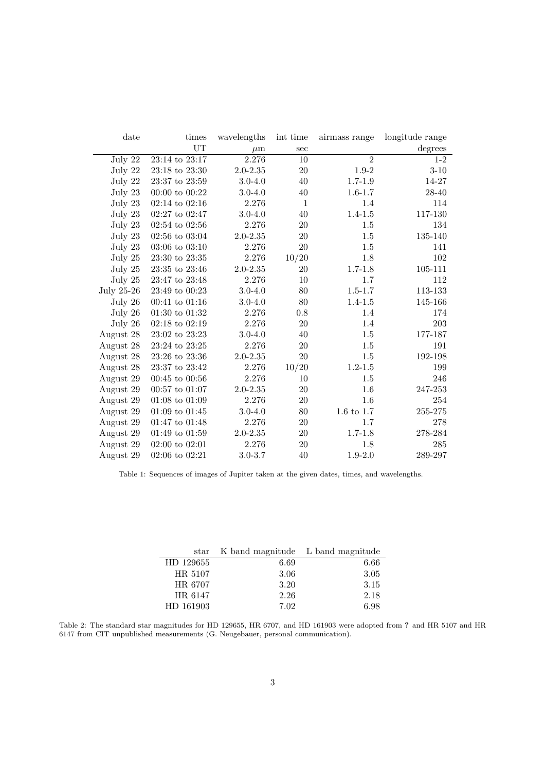| date | times | wavelengths | int time | airmass range | longitude range |
|---|---|---|---|---|---|
| | UT | $\mu$m | sec | | degrees |
| July 22 | 23:14 to 23:17 | 2.276 | 10 | 2 | 1-2 |
| July 22 | 23:18 to 23:30 | 2.0-2.35 | 20 | 1.9-2 | 3-10 |
| July 22 | 23:37 to 23:59 | 3.0-4.0 | 40 | 1.7-1.9 | 14-27 |
| July 23 | 00:00 to 00:22 | 3.0-4.0 | 40 | 1.6-1.7 | 28-40 |
| July 23 | 02:14 to 02:16 | 2.276 | 1 | 1.4 | 114 |
| July 23 | 02:27 to 02:47 | 3.0-4.0 | 40 | 1.4-1.5 | 117-130 |
| July 23 | 02:54 to 02:56 | 2.276 | 20 | 1.5 | 134 |
| July 23 | 02:56 to 03:04 | 2.0-2.35 | 20 | 1.5 | 135-140 |
| July 23 | 03:06 to 03:10 | 2.276 | 20 | 1.5 | 141 |
| July 25 | 23:30 to 23:35 | 2.276 | 10/20 | 1.8 | 102 |
| July 25 | 23:35 to 23:46 | 2.0-2.35 | 20 | 1.7-1.8 | 105-111 |
| July 25 | 23:47 to 23:48 | 2.276 | 10 | 1.7 | 112 |
| July 25-26 | 23:49 to 00:23 | 3.0-4.0 | 80 | 1.5-1.7 | 113-133 |
| July 26 | 00:41 to 01:16 | 3.0-4.0 | 80 | 1.4-1.5 | 145-166 |
| July 26 | 01:30 to 01:32 | 2.276 | 0.8 | 1.4 | 174 |
| July 26 | 02:18 to 02:19 | 2.276 | 20 | 1.4 | 203 |
| August 28 | 23:02 to 23:23 | 3.0-4.0 | 40 | 1.5 | 177-187 |
| August 28 | 23:24 to 23:25 | 2.276 | 20 | 1.5 | 191 |
| August 28 | 23:26 to 23:36 | 2.0-2.35 | 20 | 1.5 | 192-198 |
| August 28 | 23:37 to 23:42 | 2.276 | 10/20 | 1.2-1.5 | 199 |
| August 29 | 00:45 to 00:56 | 2.276 | 10 | 1.5 | 246 |
| August 29 | 00:57 to 01:07 | 2.0-2.35 | 20 | 1.6 | 247-253 |
| August 29 | 01:08 to 01:09 | 2.276 | 20 | 1.6 | 254 |
| August 29 | 01:09 to 01:45 | 3.0-4.0 | 80 | 1.6 to 1.7 | 255-275 |
| August 29 | 01:47 to 01:48 | 2.276 | 20 | 1.7 | 278 |
| August 29 | 01:49 to 01:59 | 2.0-2.35 | 20 | 1.7-1.8 | 278-284 |
| August 29 | 02:00 to 02:01 | 2.276 | 20 | 1.8 | 285 |
| August 29 | 02:06 to 02:21 | 3.0-3.7 | 40 | 1.9-2.0 | 289-297 |

Table 1: Sequences of images of Jupiter taken at the given dates, times, and wavelengths.

| star | K band magnitude | L band magnitude |
|---|---|---|
| HD 129655 | 6.69 | 6.66 |
| HR 5107 | 3.06 | 3.05 |
| HR 6707 | 3.20 | 3.15 |
| HR 6147 | 2.26 | 2.18 |
| HD 161903 | 7.02 | 6.98 |

Table 2: The standard star magnitudes for HD 129655, HR 6707, and HD 161903 were adopted from **?** and HR 5107 and HR 6147 from CIT unpublished measurements (G. Neugebauer, personal communication).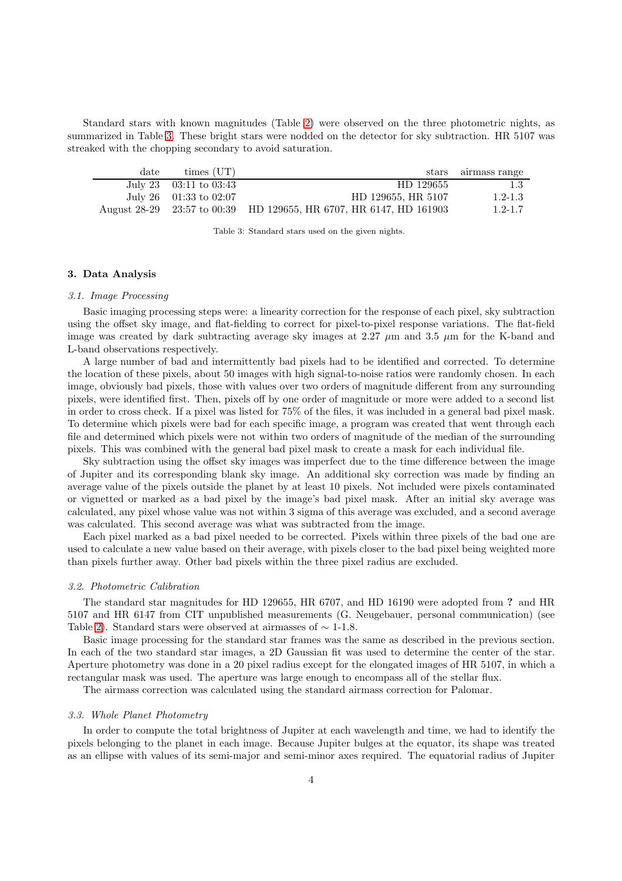Standard stars with known magnitudes (Table 2) were observed on the three photometric nights, as summarized in Table 3. These bright stars were nodded on the detector for sky subtraction. HR 5107 was streaked with the chopping secondary to avoid saturation.

| date | times (UT) | stars | airmass range |
|---:|---|---:|---:|
| July 23 | 03:11 to 03:43 | HD 129655 | 1.3 |
| July 26 | 01:33 to 02:07 | HD 129655, HR 5107 | 1.2-1.3 |
| August 28-29 | 23:57 to 00:39 | HD 129655, HR 6707, HR 6147, HD 161903 | 1.2-1.7 |

Table 3: Standard stars used on the given nights.

### 3. Data Analysis

#### *3.1. Image Processing*

Basic imaging processing steps were: a linearity correction for the response of each pixel, sky subtraction using the offset sky image, and flat-fielding to correct for pixel-to-pixel response variations. The flat-field image was created by dark subtracting average sky images at 2.27 $\mu$m and 3.5 $\mu$m for the K-band and L-band observations respectively.

A large number of bad and intermittently bad pixels had to be identified and corrected. To determine the location of these pixels, about 50 images with high signal-to-noise ratios were randomly chosen. In each image, obviously bad pixels, those with values over two orders of magnitude different from any surrounding pixels, were identified first. Then, pixels off by one order of magnitude or more were added to a second list in order to cross check. If a pixel was listed for 75% of the files, it was included in a general bad pixel mask. To determine which pixels were bad for each specific image, a program was created that went through each file and determined which pixels were not within two orders of magnitude of the median of the surrounding pixels. This was combined with the general bad pixel mask to create a mask for each individual file.

Sky subtraction using the offset sky images was imperfect due to the time difference between the image of Jupiter and its corresponding blank sky image. An additional sky correction was made by finding an average value of the pixels outside the planet by at least 10 pixels. Not included were pixels contaminated or vignetted or marked as a bad pixel by the image's bad pixel mask. After an initial sky average was calculated, any pixel whose value was not within 3 sigma of this average was excluded, and a second average was calculated. This second average was what was subtracted from the image.

Each pixel marked as a bad pixel needed to be corrected. Pixels within three pixels of the bad one are used to calculate a new value based on their average, with pixels closer to the bad pixel being weighted more than pixels further away. Other bad pixels within the three pixel radius are excluded.

#### *3.2. Photometric Calibration*

The standard star magnitudes for HD 129655, HR 6707, and HD 16190 were adopted from **?** and HR 5107 and HR 6147 from CIT unpublished measurements (G. Neugebauer, personal communication) (see Table 2). Standard stars were observed at airmasses of $\sim$ 1-1.8.

Basic image processing for the standard star frames was the same as described in the previous section. In each of the two standard star images, a 2D Gaussian fit was used to determine the center of the star. Aperture photometry was done in a 20 pixel radius except for the elongated images of HR 5107, in which a rectangular mask was used. The aperture was large enough to encompass all of the stellar flux.

The airmass correction was calculated using the standard airmass correction for Palomar.

#### *3.3. Whole Planet Photometry*

In order to compute the total brightness of Jupiter at each wavelength and time, we had to identify the pixels belonging to the planet in each image. Because Jupiter bulges at the equator, its shape was treated as an ellipse with values of its semi-major and semi-minor axes required. The equatorial radius of Jupiter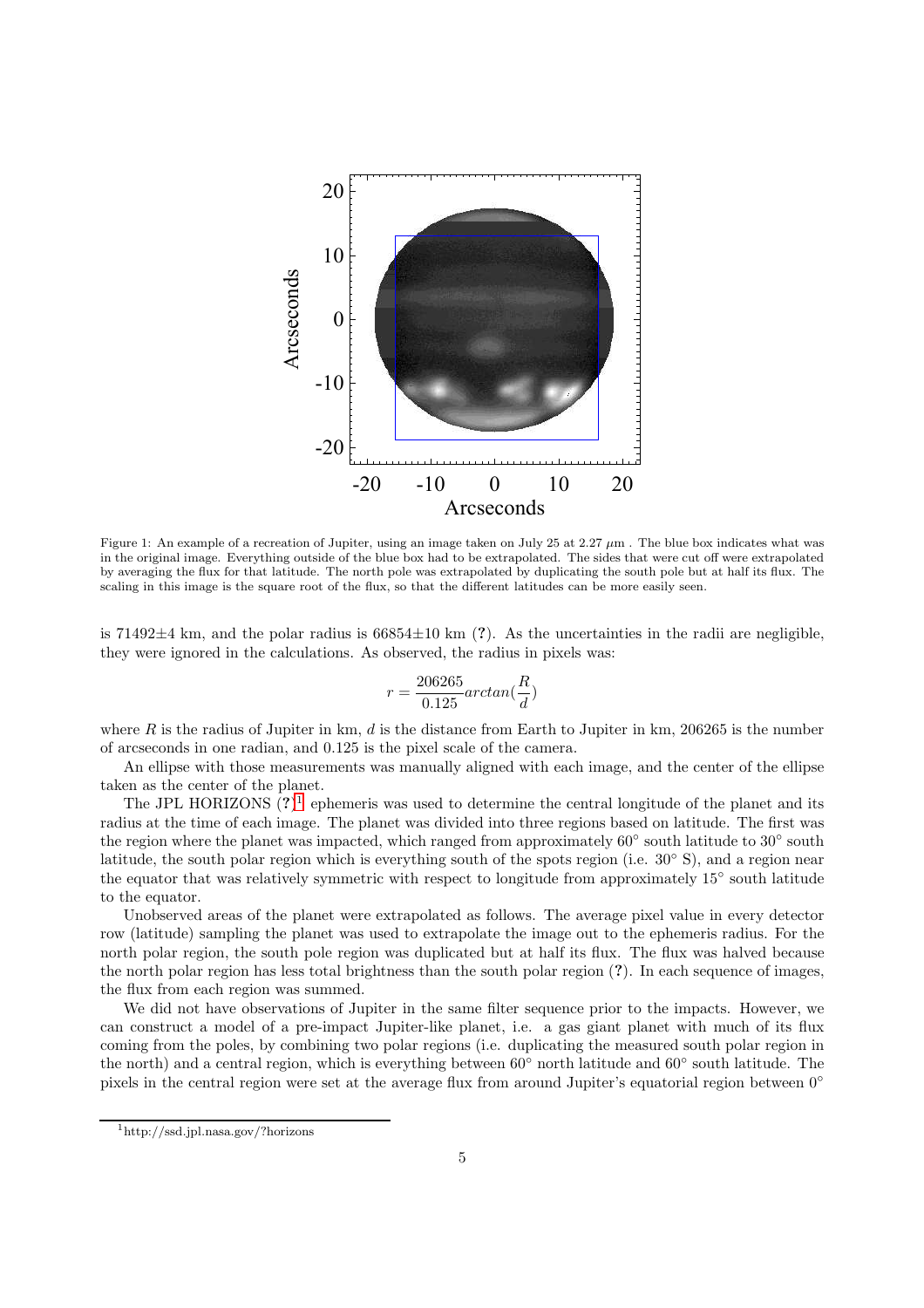Figure 1: An example of a recreation of Jupiter, using an image taken on July 25 at 2.27 $\mu$m . The blue box indicates what was in the original image. Everything outside of the blue box had to be extrapolated. The sides that were cut off were extrapolated by averaging the flux for that latitude. The north pole was extrapolated by duplicating the south pole but at half its flux. The scaling in this image is the square root of the flux, so that the different latitudes can be more easily seen.

is 71492±4 km, and the polar radius is 66854±10 km (?). As the uncertainties in the radii are negligible, they were ignored in the calculations. As observed, the radius in pixels was:

$$r = \frac{206265}{0.125} arctan(\frac{R}{d})$$

where $R$ is the radius of Jupiter in km, $d$ is the distance from Earth to Jupiter in km, 206265 is the number of arcseconds in one radian, and 0.125 is the pixel scale of the camera.

An ellipse with those measurements was manually aligned with each image, and the center of the ellipse taken as the center of the planet.

The JPL HORIZONS (?)[1] ephemeris was used to determine the central longitude of the planet and its radius at the time of each image. The planet was divided into three regions based on latitude. The first was the region where the planet was impacted, which ranged from approximately 60° south latitude to 30° south latitude, the south polar region which is everything south of the spots region (i.e. 30° S), and a region near the equator that was relatively symmetric with respect to longitude from approximately 15° south latitude to the equator.

Unobserved areas of the planet were extrapolated as follows. The average pixel value in every detector row (latitude) sampling the planet was used to extrapolate the image out to the ephemeris radius. For the north polar region, the south pole region was duplicated but at half its flux. The flux was halved because the north polar region has less total brightness than the south polar region (?). In each sequence of images, the flux from each region was summed.

We did not have observations of Jupiter in the same filter sequence prior to the impacts. However, we can construct a model of a pre-impact Jupiter-like planet, i.e. a gas giant planet with much of its flux coming from the poles, by combining two polar regions (i.e. duplicating the measured south polar region in the north) and a central region, which is everything between 60° north latitude and 60° south latitude. The pixels in the central region were set at the average flux from around Jupiter's equatorial region between 0°

[1] http://ssd.jpl.nasa.gov/?horizons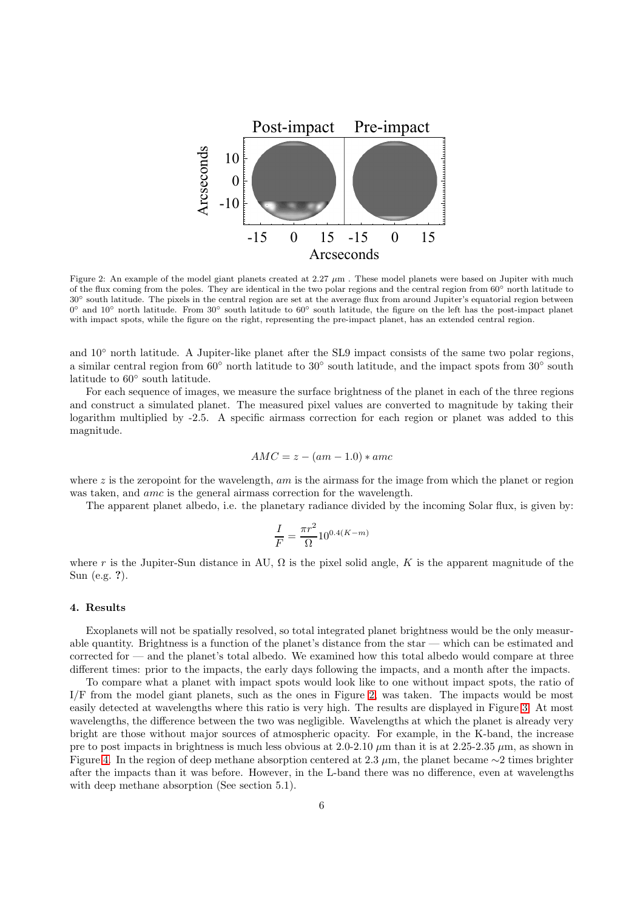Figure 2: An example of the model giant planets created at 2.27 $\mu$m . These model planets were based on Jupiter with much of the flux coming from the poles. They are identical in the two polar regions and the central region from 60° north latitude to 30° south latitude. The pixels in the central region are set at the average flux from around Jupiter's equatorial region between 0° and 10° north latitude. From 30° south latitude to 60° south latitude, the figure on the left has the post-impact planet with impact spots, while the figure on the right, representing the pre-impact planet, has an extended central region.

and 10° north latitude. A Jupiter-like planet after the SL9 impact consists of the same two polar regions, a similar central region from 60° north latitude to 30° south latitude, and the impact spots from 30° south latitude to 60° south latitude.

For each sequence of images, we measure the surface brightness of the planet in each of the three regions and construct a simulated planet. The measured pixel values are converted to magnitude by taking their logarithm multiplied by -2.5. A specific airmass correction for each region or planet was added to this magnitude.

$$AMC = z - (am - 1.0) * amc$$

where $z$ is the zeropoint for the wavelength, $am$ is the airmass for the image from which the planet or region was taken, and $amc$ is the general airmass correction for the wavelength.

The apparent planet albedo, i.e. the planetary radiance divided by the incoming Solar flux, is given by:

$$\frac{I}{F} = \frac{\pi r^2}{\Omega} 10^{0.4(K-m)}$$

where $r$ is the Jupiter-Sun distance in AU, $\Omega$ is the pixel solid angle, $K$ is the apparent magnitude of the Sun (e.g. **?**).

### 4. Results

Exoplanets will not be spatially resolved, so total integrated planet brightness would be the only measurable quantity. Brightness is a function of the planet's distance from the star — which can be estimated and corrected for — and the planet's total albedo. We examined how this total albedo would compare at three different times: prior to the impacts, the early days following the impacts, and a month after the impacts.

To compare what a planet with impact spots would look like to one without impact spots, the ratio of I/F from the model giant planets, such as the ones in Figure 2, was taken. The impacts would be most easily detected at wavelengths where this ratio is very high. The results are displayed in Figure 3. At most wavelengths, the difference between the two was negligible. Wavelengths at which the planet is already very bright are those without major sources of atmospheric opacity. For example, in the K-band, the increase pre to post impacts in brightness is much less obvious at 2.0-2.10 $\mu$m than it is at 2.25-2.35 $\mu$m, as shown in Figure 4. In the region of deep methane absorption centered at 2.3 $\mu$m, the planet became $\sim$2 times brighter after the impacts than it was before. However, in the L-band there was no difference, even at wavelengths with deep methane absorption (See section 5.1).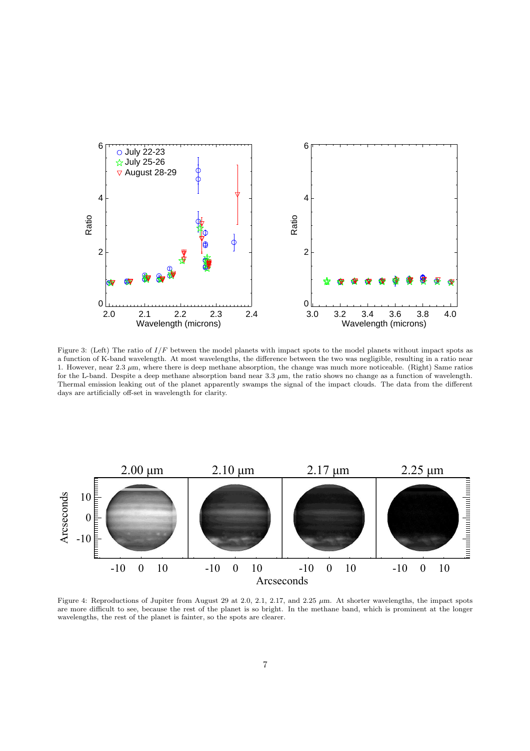Figure 3: (Left) The ratio of $I/F$ between the model planets with impact spots to the model planets without impact spots as a function of K-band wavelength. At most wavelengths, the difference between the two was negligible, resulting in a ratio near 1. However, near 2.3 $\mu$m, where there is deep methane absorption, the change was much more noticeable. (Right) Same ratios for the L-band. Despite a deep methane absorption band near 3.3 $\mu$m, the ratio shows no change as a function of wavelength. Thermal emission leaking out of the planet apparently swamps the signal of the impact clouds. The data from the different days are artificially off-set in wavelength for clarity.

Figure 4: Reproductions of Jupiter from August 29 at 2.0, 2.1, 2.17, and 2.25 $\mu$m. At shorter wavelengths, the impact spots are more difficult to see, because the rest of the planet is so bright. In the methane band, which is prominent at the longer wavelengths, the rest of the planet is fainter, so the spots are clearer.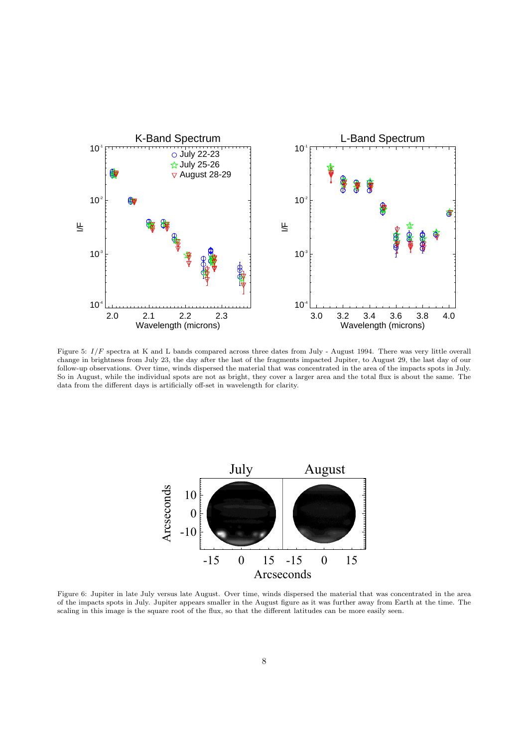Figure 5: $I/F$ spectra at K and L bands compared across three dates from July - August 1994. There was very little overall change in brightness from July 23, the day after the last of the fragments impacted Jupiter, to August 29, the last day of our follow-up observations. Over time, winds dispersed the material that was concentrated in the area of the impacts spots in July. So in August, while the individual spots are not as bright, they cover a larger area and the total flux is about the same. The data from the different days is artificially off-set in wavelength for clarity.

Figure 6: Jupiter in late July versus late August. Over time, winds dispersed the material that was concentrated in the area of the impacts spots in July. Jupiter appears smaller in the August figure as it was further away from Earth at the time. The scaling in this image is the square root of the flux, so that the different latitudes can be more easily seen.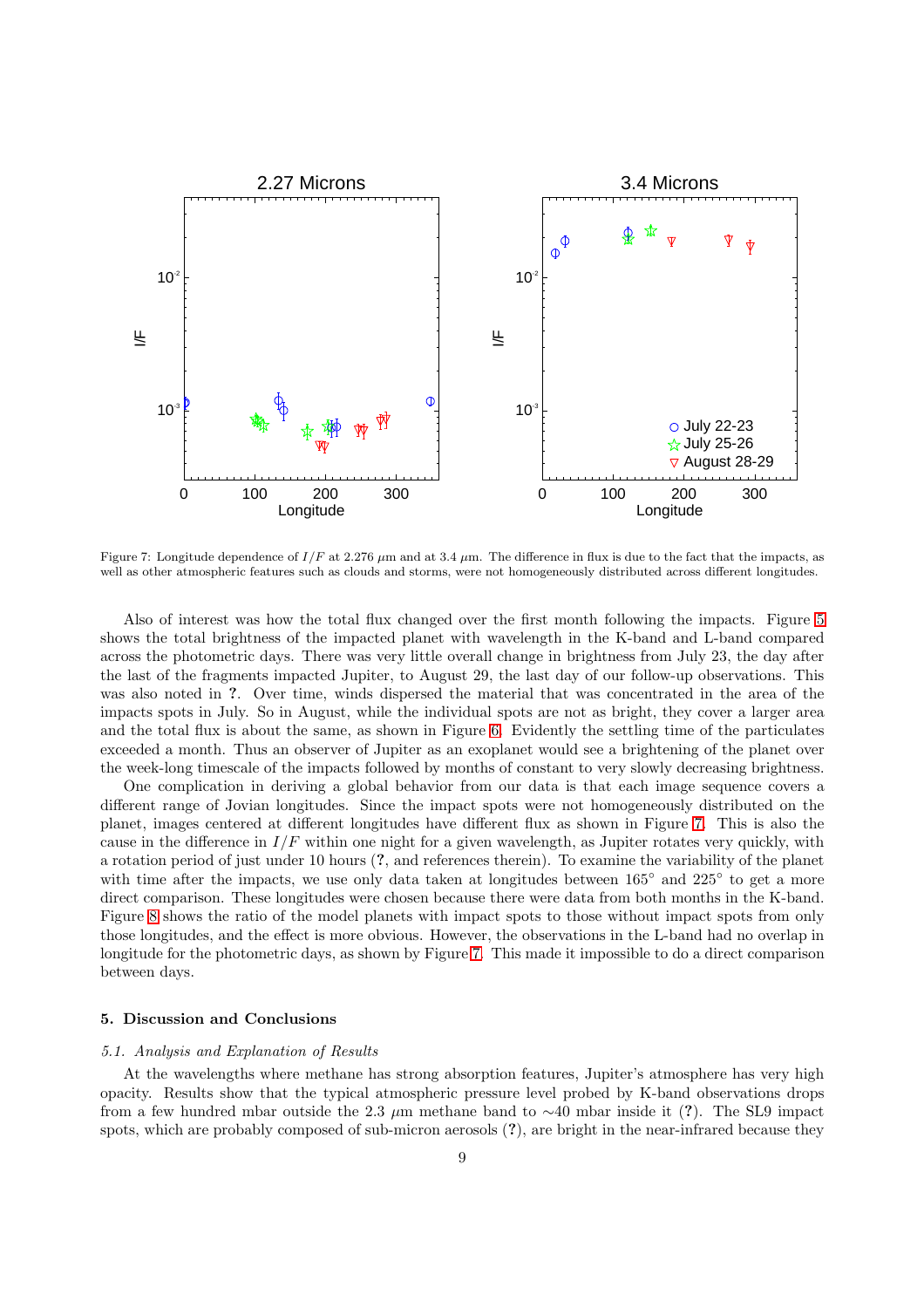Figure 7: Longitude dependence of $I/F$ at 2.276 $\mu$m and at 3.4 $\mu$m. The difference in flux is due to the fact that the impacts, as well as other atmospheric features such as clouds and storms, were not homogeneously distributed across different longitudes.

Also of interest was how the total flux changed over the first month following the impacts. Figure 5 shows the total brightness of the impacted planet with wavelength in the K-band and L-band compared across the photometric days. There was very little overall change in brightness from July 23, the day after the last of the fragments impacted Jupiter, to August 29, the last day of our follow-up observations. This was also noted in **?**. Over time, winds dispersed the material that was concentrated in the area of the impacts spots in July. So in August, while the individual spots are not as bright, they cover a larger area and the total flux is about the same, as shown in Figure 6. Evidently the settling time of the particulates exceeded a month. Thus an observer of Jupiter as an exoplanet would see a brightening of the planet over the week-long timescale of the impacts followed by months of constant to very slowly decreasing brightness.

One complication in deriving a global behavior from our data is that each image sequence covers a different range of Jovian longitudes. Since the impact spots were not homogeneously distributed on the planet, images centered at different longitudes have different flux as shown in Figure 7. This is also the cause in the difference in $I/F$ within one night for a given wavelength, as Jupiter rotates very quickly, with a rotation period of just under 10 hours (**?**, and references therein). To examine the variability of the planet with time after the impacts, we use only data taken at longitudes between 165° and 225° to get a more direct comparison. These longitudes were chosen because there were data from both months in the K-band. Figure 8 shows the ratio of the model planets with impact spots to those without impact spots from only those longitudes, and the effect is more obvious. However, the observations in the L-band had no overlap in longitude for the photometric days, as shown by Figure 7. This made it impossible to do a direct comparison between days.

## 5. Discussion and Conclusions

### *5.1. Analysis and Explanation of Results*

At the wavelengths where methane has strong absorption features, Jupiter's atmosphere has very high opacity. Results show that the typical atmospheric pressure level probed by K-band observations drops from a few hundred mbar outside the 2.3 $\mu$m methane band to ~40 mbar inside it (**?**). The SL9 impact spots, which are probably composed of sub-micron aerosols (**?**), are bright in the near-infrared because they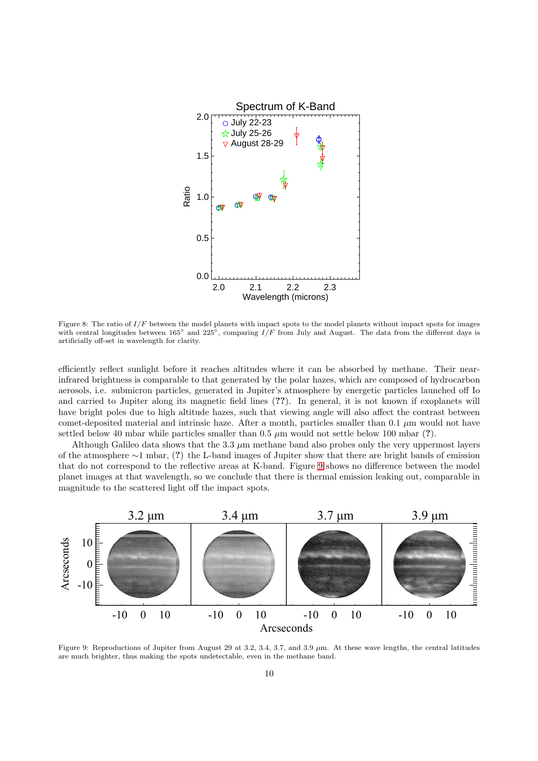Figure 8: The ratio of $I/F$ between the model planets with impact spots to the model planets without impact spots for images with central longitudes between 165° and 225°, comparing $I/F$ from July and August. The data from the different days is artificially off-set in wavelength for clarity.

efficiently reflect sunlight before it reaches altitudes where it can be absorbed by methane. Their near-infrared brightness is comparable to that generated by the polar hazes, which are composed of hydrocarbon aerosols, i.e. submicron particles, generated in Jupiter's atmosphere by energetic particles launched off Io and carried to Jupiter along its magnetic field lines (**??**). In general, it is not known if exoplanets will have bright poles due to high altitude hazes, such that viewing angle will also affect the contrast between comet-deposited material and intrinsic haze. After a month, particles smaller than 0.1 $\mu$m would not have settled below 40 mbar while particles smaller than 0.5 $\mu$m would not settle below 100 mbar (**?**).

Although Galileo data shows that the 3.3 $\mu$m methane band also probes only the very uppermost layers of the atmosphere ~1 mbar, (**?**) the L-band images of Jupiter show that there are bright bands of emission that do not correspond to the reflective areas at K-band. Figure 9 shows no difference between the model planet images at that wavelength, so we conclude that there is thermal emission leaking out, comparable in magnitude to the scattered light off the impact spots.

Figure 9: Reproductions of Jupiter from August 29 at 3.2, 3.4, 3.7, and 3.9 $\mu$m. At these wave lengths, the central latitudes are much brighter, thus making the spots undetectable, even in the methane band.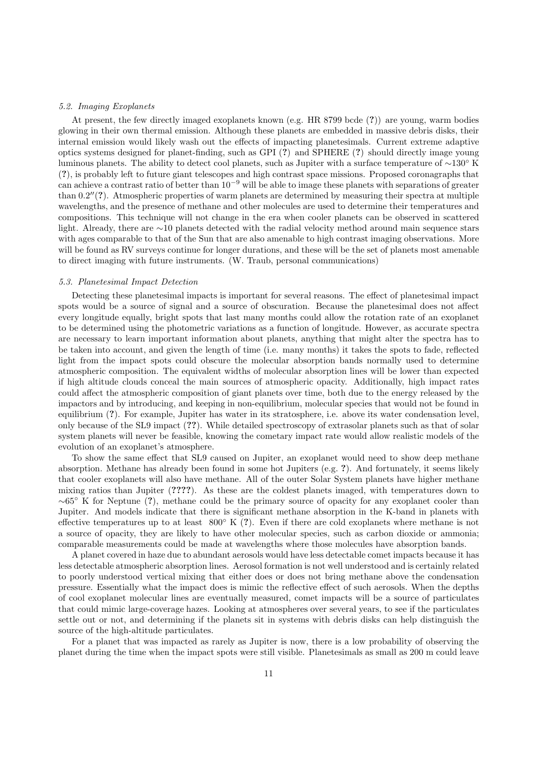### *5.2. Imaging Exoplanets*

At present, the few directly imaged exoplanets known (e.g. HR 8799 bcde (**?**)) are young, warm bodies glowing in their own thermal emission. Although these planets are embedded in massive debris disks, their internal emission would likely wash out the effects of impacting planetesimals. Current extreme adaptive optics systems designed for planet-finding, such as GPI (**?**) and SPHERE (**?**) should directly image young luminous planets. The ability to detect cool planets, such as Jupiter with a surface temperature of $\sim$130° K (**?**), is probably left to future giant telescopes and high contrast space missions. Proposed coronagraphs that can achieve a contrast ratio of better than $10^{-9}$ will be able to image these planets with separations of greater than 0.2″(**?**). Atmospheric properties of warm planets are determined by measuring their spectra at multiple wavelengths, and the presence of methane and other molecules are used to determine their temperatures and compositions. This technique will not change in the era when cooler planets can be observed in scattered light. Already, there are $\sim$10 planets detected with the radial velocity method around main sequence stars with ages comparable to that of the Sun that are also amenable to high contrast imaging observations. More will be found as RV surveys continue for longer durations, and these will be the set of planets most amenable to direct imaging with future instruments. (W. Traub, personal communications)

### *5.3. Planetesimal Impact Detection*

Detecting these planetesimal impacts is important for several reasons. The effect of planetesimal impact spots would be a source of signal and a source of obscuration. Because the planetesimal does not affect every longitude equally, bright spots that last many months could allow the rotation rate of an exoplanet to be determined using the photometric variations as a function of longitude. However, as accurate spectra are necessary to learn important information about planets, anything that might alter the spectra has to be taken into account, and given the length of time (i.e. many months) it takes the spots to fade, reflected light from the impact spots could obscure the molecular absorption bands normally used to determine atmospheric composition. The equivalent widths of molecular absorption lines will be lower than expected if high altitude clouds conceal the main sources of atmospheric opacity. Additionally, high impact rates could affect the atmospheric composition of giant planets over time, both due to the energy released by the impactors and by introducing, and keeping in non-equilibrium, molecular species that would not be found in equilibrium (**?**). For example, Jupiter has water in its stratosphere, i.e. above its water condensation level, only because of the SL9 impact (**??**). While detailed spectroscopy of extrasolar planets such as that of solar system planets will never be feasible, knowing the cometary impact rate would allow realistic models of the evolution of an exoplanet's atmosphere.

To show the same effect that SL9 caused on Jupiter, an exoplanet would need to show deep methane absorption. Methane has already been found in some hot Jupiters (e.g. **?**). And fortunately, it seems likely that cooler exoplanets will also have methane. All of the outer Solar System planets have higher methane mixing ratios than Jupiter (**????**). As these are the coldest planets imaged, with temperatures down to $\sim$65° K for Neptune (**?**), methane could be the primary source of opacity for any exoplanet cooler than Jupiter. And models indicate that there is significant methane absorption in the K-band in planets with effective temperatures up to at least 800° K (**?**). Even if there are cold exoplanets where methane is not a source of opacity, they are likely to have other molecular species, such as carbon dioxide or ammonia; comparable measurements could be made at wavelengths where those molecules have absorption bands.

A planet covered in haze due to abundant aerosols would have less detectable comet impacts because it has less detectable atmospheric absorption lines. Aerosol formation is not well understood and is certainly related to poorly understood vertical mixing that either does or does not bring methane above the condensation pressure. Essentially what the impact does is mimic the reflective effect of such aerosols. When the depths of cool exoplanet molecular lines are eventually measured, comet impacts will be a source of particulates that could mimic large-coverage hazes. Looking at atmospheres over several years, to see if the particulates settle out or not, and determining if the planets sit in systems with debris disks can help distinguish the source of the high-altitude particulates.

For a planet that was impacted as rarely as Jupiter is now, there is a low probability of observing the planet during the time when the impact spots were still visible. Planetesimals as small as 200 m could leave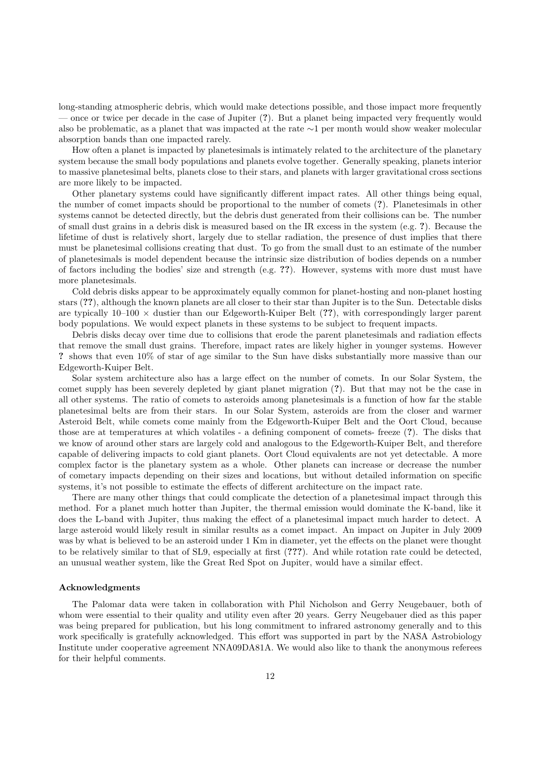long-standing atmospheric debris, which would make detections possible, and those impact more frequently — once or twice per decade in the case of Jupiter (?). But a planet being impacted very frequently would also be problematic, as a planet that was impacted at the rate ∼1 per month would show weaker molecular absorption bands than one impacted rarely.

How often a planet is impacted by planetesimals is intimately related to the architecture of the planetary system because the small body populations and planets evolve together. Generally speaking, planets interior to massive planetesimal belts, planets close to their stars, and planets with larger gravitational cross sections are more likely to be impacted.

Other planetary systems could have significantly different impact rates. All other things being equal, the number of comet impacts should be proportional to the number of comets (?). Planetesimals in other systems cannot be detected directly, but the debris dust generated from their collisions can be. The number of small dust grains in a debris disk is measured based on the IR excess in the system (e.g. ?). Because the lifetime of dust is relatively short, largely due to stellar radiation, the presence of dust implies that there must be planetesimal collisions creating that dust. To go from the small dust to an estimate of the number of planetesimals is model dependent because the intrinsic size distribution of bodies depends on a number of factors including the bodies' size and strength (e.g. **??**). However, systems with more dust must have more planetesimals.

Cold debris disks appear to be approximately equally common for planet-hosting and non-planet hosting stars (**??**), although the known planets are all closer to their star than Jupiter is to the Sun. Detectable disks are typically 10–100 × dustier than our Edgeworth-Kuiper Belt (**??**), with correspondingly larger parent body populations. We would expect planets in these systems to be subject to frequent impacts.

Debris disks decay over time due to collisions that erode the parent planetesimals and radiation effects that remove the small dust grains. Therefore, impact rates are likely higher in younger systems. However **?** shows that even 10% of star of age similar to the Sun have disks substantially more massive than our Edgeworth-Kuiper Belt.

Solar system architecture also has a large effect on the number of comets. In our Solar System, the comet supply has been severely depleted by giant planet migration (?). But that may not be the case in all other systems. The ratio of comets to asteroids among planetesimals is a function of how far the stable planetesimal belts are from their stars. In our Solar System, asteroids are from the closer and warmer Asteroid Belt, while comets come mainly from the Edgeworth-Kuiper Belt and the Oort Cloud, because those are at temperatures at which volatiles - a defining component of comets- freeze (?). The disks that we know of around other stars are largely cold and analogous to the Edgeworth-Kuiper Belt, and therefore capable of delivering impacts to cold giant planets. Oort Cloud equivalents are not yet detectable. A more complex factor is the planetary system as a whole. Other planets can increase or decrease the number of cometary impacts depending on their sizes and locations, but without detailed information on specific systems, it's not possible to estimate the effects of different architecture on the impact rate.

There are many other things that could complicate the detection of a planetesimal impact through this method. For a planet much hotter than Jupiter, the thermal emission would dominate the K-band, like it does the L-band with Jupiter, thus making the effect of a planetesimal impact much harder to detect. A large asteroid would likely result in similar results as a comet impact. An impact on Jupiter in July 2009 was by what is believed to be an asteroid under 1 Km in diameter, yet the effects on the planet were thought to be relatively similar to that of SL9, especially at first (**???**). And while rotation rate could be detected, an unusual weather system, like the Great Red Spot on Jupiter, would have a similar effect.

### Acknowledgments

The Palomar data were taken in collaboration with Phil Nicholson and Gerry Neugebauer, both of whom were essential to their quality and utility even after 20 years. Gerry Neugebauer died as this paper was being prepared for publication, but his long commitment to infrared astronomy generally and to this work specifically is gratefully acknowledged. This effort was supported in part by the NASA Astrobiology Institute under cooperative agreement NNA09DA81A. We would also like to thank the anonymous referees for their helpful comments.